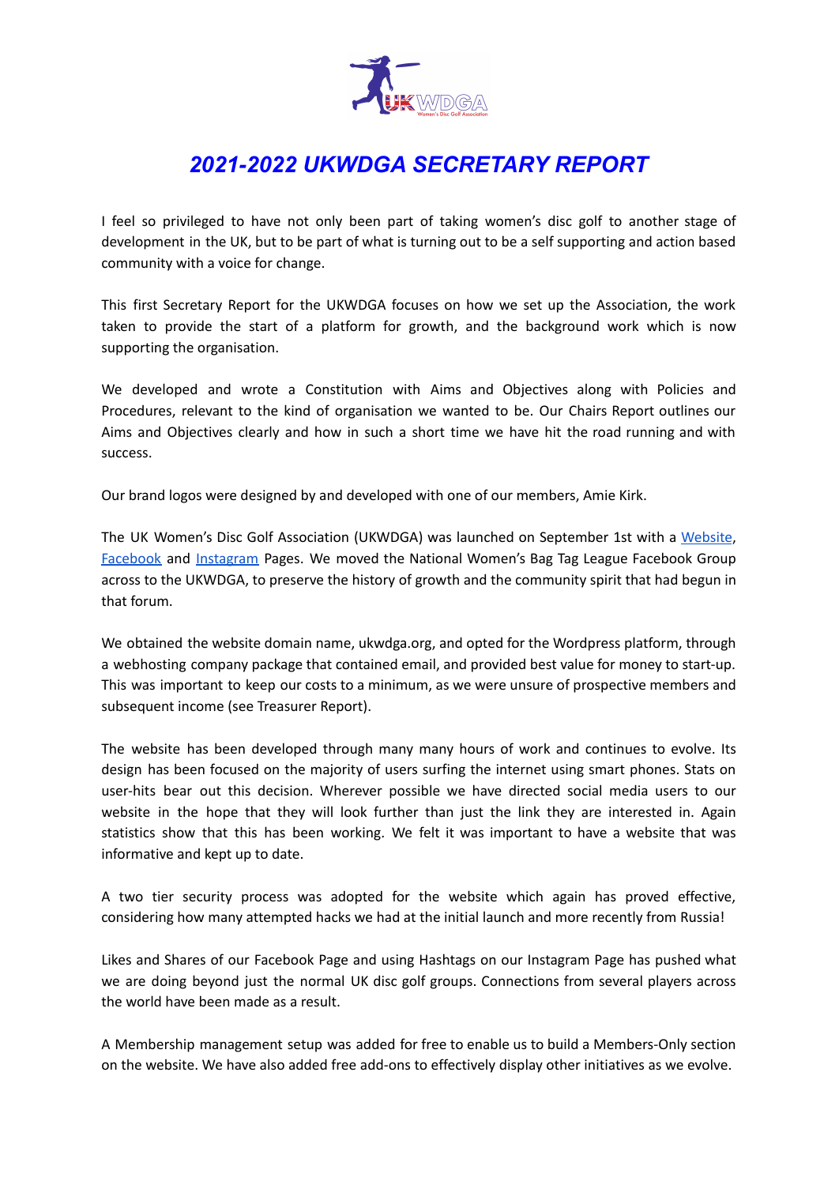# *2021-2022 UKWDGA SECRETARY REPORT*

I feel so privileged to have not only been part of taking women's disc golf to another stage of development in the UK, but to be part of what is turning out to be a self supporting and action based community with a voice for change.

This first Secretary Report for the UKWDGA focuses on how we set up the Association, the work taken to provide the start of a platform for growth, and the background work which is now supporting the organisation.

We developed and wrote a Constitution with Aims and Objectives along with Policies and Procedures, relevant to the kind of organisation we wanted to be. Our Chairs Report outlines our Aims and Objectives clearly and how in such a short time we have hit the road running and with success.

Our brand logos were designed by and developed with one of our members, Amie Kirk.

The UK Women's Disc Golf Association (UKWDGA) was launched on September 1st with a Website, Facebook and Instagram Pages. We moved the National Women's Bag Tag League Facebook Group across to the UKWDGA, to preserve the history of growth and the community spirit that had begun in that forum.

We obtained the website domain name, ukwdga.org, and opted for the Wordpress platform, through a webhosting company package that contained email, and provided best value for money to start-up. This was important to keep our costs to a minimum, as we were unsure of prospective members and subsequent income (see Treasurer Report).

The website has been developed through many many hours of work and continues to evolve. Its design has been focused on the majority of users surfing the internet using smart phones. Stats on user-hits bear out this decision. Wherever possible we have directed social media users to our website in the hope that they will look further than just the link they are interested in. Again statistics show that this has been working. We felt it was important to have a website that was informative and kept up to date.

A two tier security process was adopted for the website which again has proved effective, considering how many attempted hacks we had at the initial launch and more recently from Russia!

Likes and Shares of our Facebook Page and using Hashtags on our Instagram Page has pushed what we are doing beyond just the normal UK disc golf groups. Connections from several players across the world have been made as a result.

A Membership management setup was added for free to enable us to build a Members-Only section on the website. We have also added free add-ons to effectively display other initiatives as we evolve.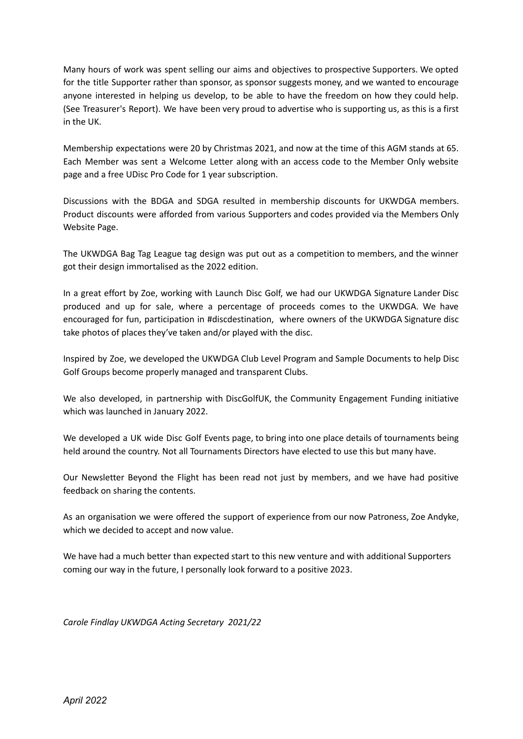Many hours of work was spent selling our aims and objectives to prospective Supporters. We opted for the title Supporter rather than sponsor, as sponsor suggests money, and we wanted to encourage anyone interested in helping us develop, to be able to have the freedom on how they could help. (See Treasurer's Report). We have been very proud to advertise who is supporting us, as this is a first in the UK.

Membership expectations were 20 by Christmas 2021, and now at the time of this AGM stands at 65. Each Member was sent a Welcome Letter along with an access code to the Member Only website page and a free UDisc Pro Code for 1 year subscription.

Discussions with the BDGA and SDGA resulted in membership discounts for UKWDGA members. Product discounts were afforded from various Supporters and codes provided via the Members Only Website Page.

The UKWDGA Bag Tag League tag design was put out as a competition to members, and the winner got their design immortalised as the 2022 edition.

In a great effort by Zoe, working with Launch Disc Golf, we had our UKWDGA Signature Lander Disc produced and up for sale, where a percentage of proceeds comes to the UKWDGA. We have encouraged for fun, participation in #discdestination, where owners of the UKWDGA Signature disc take photos of places they've taken and/or played with the disc.

Inspired by Zoe, we developed the UKWDGA Club Level Program and Sample Documents to help Disc Golf Groups become properly managed and transparent Clubs.

We also developed, in partnership with DiscGolfUK, the Community Engagement Funding initiative which was launched in January 2022.

We developed a UK wide Disc Golf Events page, to bring into one place details of tournaments being held around the country. Not all Tournaments Directors have elected to use this but many have.

Our Newsletter Beyond the Flight has been read not just by members, and we have had positive feedback on sharing the contents.

As an organisation we were offered the support of experience from our now Patroness, Zoe Andyke, which we decided to accept and now value.

We have had a much better than expected start to this new venture and with additional Supporters coming our way in the future, I personally look forward to a positive 2023.

*Carole Findlay UKWDGA Acting Secretary 2021/22*

*April 2022*